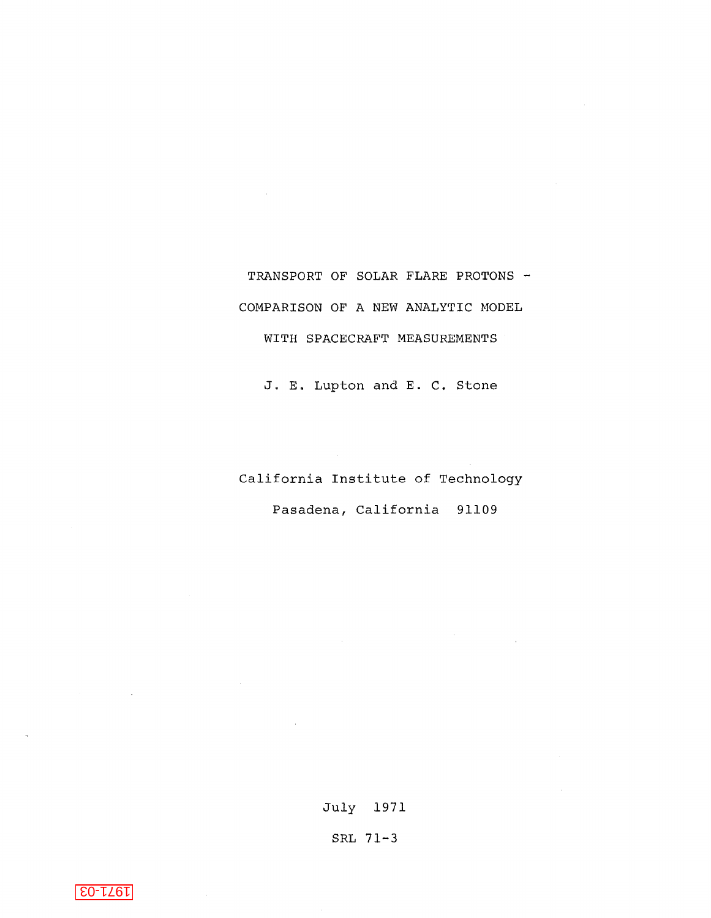# TRANSPORT OF SOLAR FLARE PROTONS - COMPARISON OF A NEW ANALYTIC MODEL WITH SPACECRAFT MEASUREMENTS

J. E. Lupton and E. C. Stone

California Institute of Technology

Pasadena, California 91109

July 1971

SRL 71-3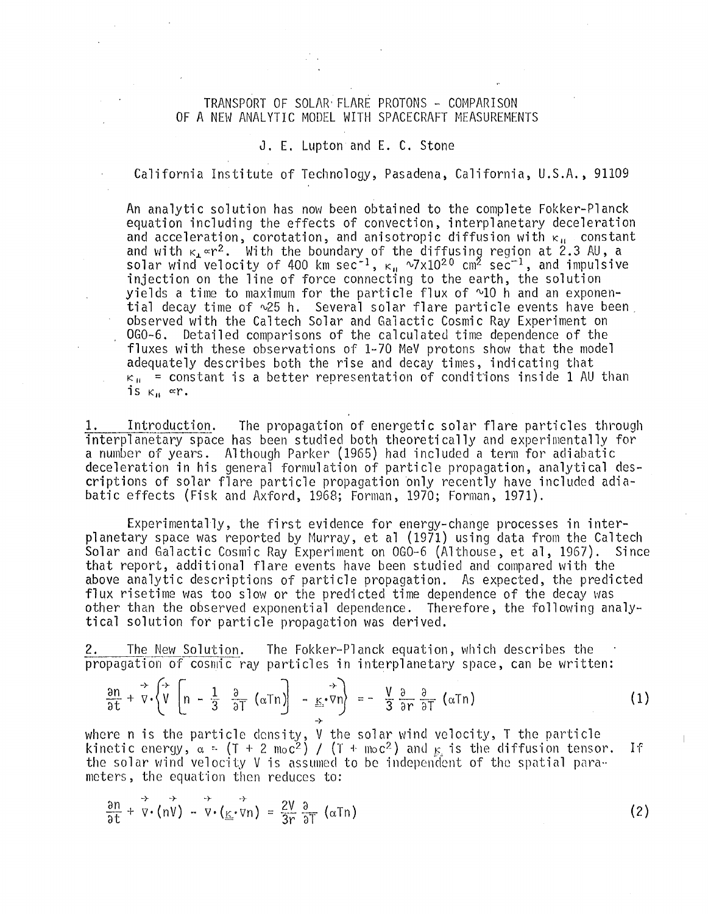# TRANSPORT OF SOLAR FLARE PROTONS – COMPARISON OF A NEW ANALYTIC MODEL WITH SPACECRAFT MEASUREMENTS

J. E. Lupton and E. C. Stone

California Institute of Technology, Pasadena, California, U.S.A., 91109

An analytic solution has now been obtained to the complete Fokker-Planck equation including the effects of convection, interplanetary deceleration and acceleration, corotation, and anisotropic diffusion with $\kappa_{\parallel}$ constant and with $\kappa_{\perp} \propto r^2$. With the boundary of the diffusing region at 2.3 AU, a solar wind velocity of 400 km sec$^{-1}$, $\kappa_{\parallel} \sim 7 \times 10^{20}$ cm$^2$ sec$^{-1}$, and impulsive injection on the line of force connecting to the earth, the solution yields a time to maximum for the particle flux of ~10 h and an exponential decay time of ~25 h. Several solar flare particle events have been observed with the Caltech Solar and Galactic Cosmic Ray Experiment on OGO-6. Detailed comparisons of the calculated time dependence of the fluxes with these observations of 1-70 MeV protons show that the model adequately describes both the rise and decay times, indicating that $\kappa_{\parallel}$ = constant is a better representation of conditions inside 1 AU than is $\kappa_{\parallel} \propto r$.

1. Introduction. The propagation of energetic solar flare particles through interplanetary space has been studied both theoretically and experimentally for a number of years. Although Parker (1965) had included a term for adiabatic deceleration in his general formulation of particle propagation, analytical descriptions of solar flare particle propagation only recently have included adiabatic effects (Fisk and Axford, 1968; Forman, 1970; Forman, 1971).

Experimentally, the first evidence for energy-change processes in interplanetary space was reported by Murray, et al (1971) using data from the Caltech Solar and Galactic Cosmic Ray Experiment on OGO-6 (Althouse, et al, 1967). Since that report, additional flare events have been studied and compared with the above analytic descriptions of particle propagation. As expected, the predicted flux risetime was too slow or the predicted time dependence of the decay was other than the observed exponential dependence. Therefore, the following analytical solution for particle propagation was derived.

2. The New Solution. The Fokker-Planck equation, which describes the propagation of cosmic ray particles in interplanetary space, can be written:

$$\frac{\partial n}{\partial t} + \vec{\nabla} \cdot \left\{ \vec{V} \left[ n - \frac{1}{3} \frac{\partial}{\partial T} (\alpha T n) \right] - \underline{\underline{\kappa}} \cdot \vec{\nabla} n \right\} = - \frac{V}{3} \frac{\partial}{\partial r} \frac{\partial}{\partial T} (\alpha T n) \tag{1}$$

where n is the particle density, $\vec{V}$ the solar wind velocity, T the particle kinetic energy, $\alpha = (T + 2\, m_0 c^2) / (T + m_0 c^2)$ and $\underline{\underline{\kappa}}$ is the diffusion tensor. If the solar wind velocity V is assumed to be independent of the spatial parameters, the equation then reduces to:

$$\frac{\partial n}{\partial t} + \vec{\nabla} \cdot (n \vec{V}) - \vec{\nabla} \cdot (\underline{\underline{\kappa}} \cdot \vec{\nabla} n) = \frac{2V}{3r} \frac{\partial}{\partial T} (\alpha T n) \tag{2}$$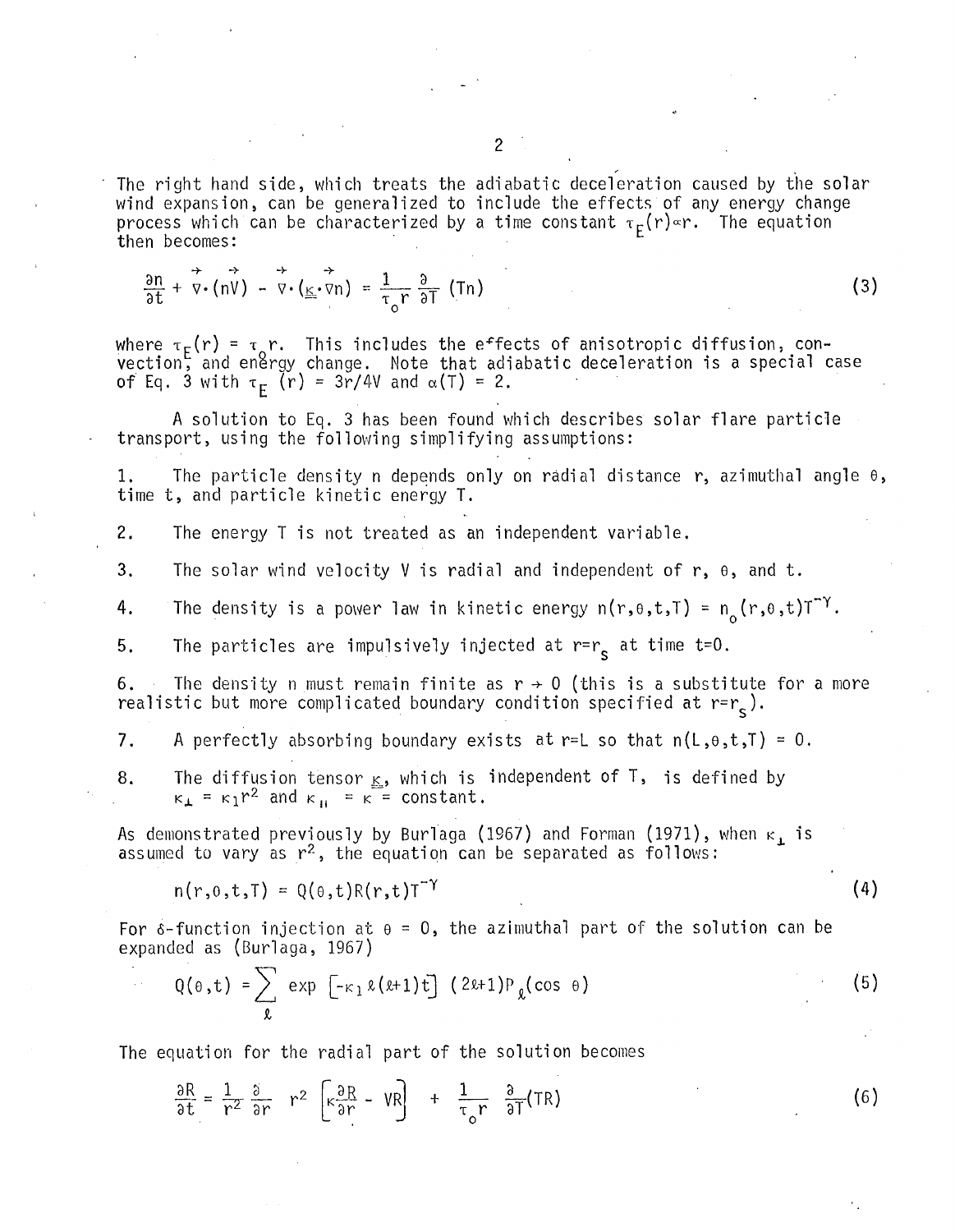The right hand side, which treats the adiabatic deceleration caused by the solar wind expansion, can be generalized to include the effects of any energy change process which can be characterized by a time constant $\tau_E(r) \propto r$. The equation then becomes:

$$\frac{\partial n}{\partial t} + \vec{\nabla}\cdot(n\vec{V}) - \vec{\nabla}\cdot(\underline{\kappa}\cdot\vec{\nabla}n) = \frac{1}{\tau_o r}\frac{\partial}{\partial T}(Tn) \tag{3}$$

where $\tau_E(r) = \tau_o r$. This includes the effects of anisotropic diffusion, convection, and energy change. Note that adiabatic deceleration is a special case of Eq. 3 with $\tau_E(r) = 3r/4V$ and $\alpha(T) = 2$.

A solution to Eq. 3 has been found which describes solar flare particle transport, using the following simplifying assumptions:

1. The particle density n depends only on radial distance r, azimuthal angle $\theta$, time t, and particle kinetic energy T.

2. The energy T is not treated as an independent variable.

3. The solar wind velocity V is radial and independent of r, $\theta$, and t.

4. The density is a power law in kinetic energy $n(r,\theta,t,T) = n_o(r,\theta,t)T^{-\gamma}$.

5. The particles are impulsively injected at $r=r_s$ at time t=0.

6. The density n must remain finite as $r \to 0$ (this is a substitute for a more realistic but more complicated boundary condition specified at $r=r_s$).

7. A perfectly absorbing boundary exists at r=L so that $n(L,\theta,t,T) = 0$.

8. The diffusion tensor $\underline{\kappa}$, which is independent of T, is defined by $\kappa_\perp = \kappa_1 r^2$ and $\kappa_\parallel = \kappa =$ constant.

As demonstrated previously by Burlaga (1967) and Forman (1971), when $\kappa_\perp$ is assumed to vary as $r^2$, the equation can be separated as follows:

$$n(r,\theta,t,T) = Q(\theta,t)R(r,t)T^{-\gamma} \tag{4}$$

For $\delta$-function injection at $\theta = 0$, the azimuthal part of the solution can be expanded as (Burlaga, 1967)

$$Q(\theta,t) = \sum_{\ell} \exp\left[-\kappa_1 \ell(\ell+1)t\right]\,(2\ell+1)P_\ell(\cos\theta) \tag{5}$$

The equation for the radial part of the solution becomes

$$\frac{\partial R}{\partial t} = \frac{1}{r^2}\frac{\partial}{\partial r}\, r^2\left[\kappa\frac{\partial R}{\partial r} - VR\right] + \frac{1}{\tau_o r}\frac{\partial}{\partial T}(TR) \tag{6}$$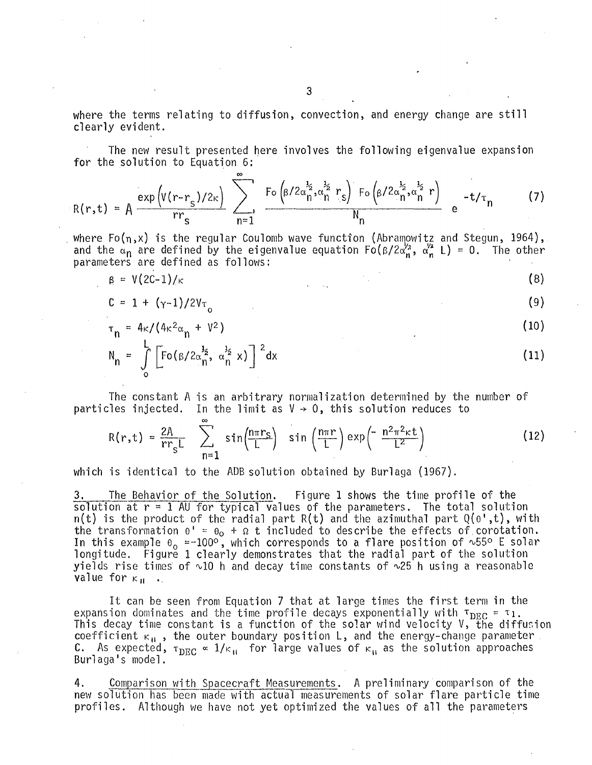where the terms relating to diffusion, convection, and energy change are still clearly evident.

The new result presented here involves the following eigenvalue expansion for the solution to Equation 6:

$$R(r,t) = A \frac{\exp\left(V(r-r_s)/2\kappa\right)}{rr_s} \sum_{n=1}^{\infty} \frac{\mathrm{Fo}\left(\beta/2\alpha_n^{\frac{1}{2}}, \alpha_n^{\frac{1}{2}} r_s\right) \mathrm{Fo}\left(\beta/2\alpha_n^{\frac{1}{2}}, \alpha_n^{\frac{1}{2}} r\right)}{N_n} e^{-t/\tau_n} \tag{7}$$

where $\mathrm{Fo}(\eta,x)$ is the regular Coulomb wave function (Abramowitz and Stegun, 1964), and the $\alpha_n$ are defined by the eigenvalue equation $\mathrm{Fo}(\beta/2\alpha_n^{1/2}, \alpha_n^{1/2} L) = 0$. The other parameters are defined as follows:

$$\beta = V(2C-1)/\kappa \tag{8}$$

$$C = 1 + (\gamma-1)/2V\tau_o \tag{9}$$

$$\tau_n = 4\kappa/(4\kappa^2\alpha_n + V^2) \tag{10}$$

$$N_n = \int_0^L \left[\mathrm{Fo}(\beta/2\alpha_n^{\frac{1}{2}}, \alpha_n^{\frac{1}{2}} x)\right]^2 dx \tag{11}$$

The constant A is an arbitrary normalization determined by the number of particles injected. In the limit as $V \rightarrow 0$, this solution reduces to

$$R(r,t) = \frac{2A}{rr_s L} \sum_{n=1}^{\infty} \sin\left(\frac{n\pi r_s}{L}\right) \sin\left(\frac{n\pi r}{L}\right) \exp\left(-\frac{n^2\pi^2\kappa t}{L^2}\right) \tag{12}$$

which is identical to the ADB solution obtained by Burlaga (1967).

3. <u>The Behavior of the Solution.</u> Figure 1 shows the time profile of the solution at r = 1 AU for typical values of the parameters. The total solution $n(t)$ is the product of the radial part $R(t)$ and the azimuthal part $Q(\theta',t)$, with the transformation $\theta' = \theta_o + \Omega t$ included to describe the effects of corotation. In this example $\theta_o = -100°$, which corresponds to a flare position of ~55° E solar longitude. Figure 1 clearly demonstrates that the radial part of the solution yields rise times of ~10 h and decay time constants of ~25 h using a reasonable value for $\kappa_{\parallel}$.

It can be seen from Equation 7 that at large times the first term in the expansion dominates and the time profile decays exponentially with $\tau_{DEC} = \tau_1$. This decay time constant is a function of the solar wind velocity V, the diffusion coefficient $\kappa_{\parallel}$, the outer boundary position L, and the energy-change parameter C. As expected, $\tau_{DEC} \propto 1/\kappa_{\parallel}$ for large values of $\kappa_{\parallel}$ as the solution approaches Burlaga's model.

4. <u>Comparison with Spacecraft Measurements.</u> A preliminary comparison of the new solution has been made with actual measurements of solar flare particle time profiles. Although we have not yet optimized the values of all the parameters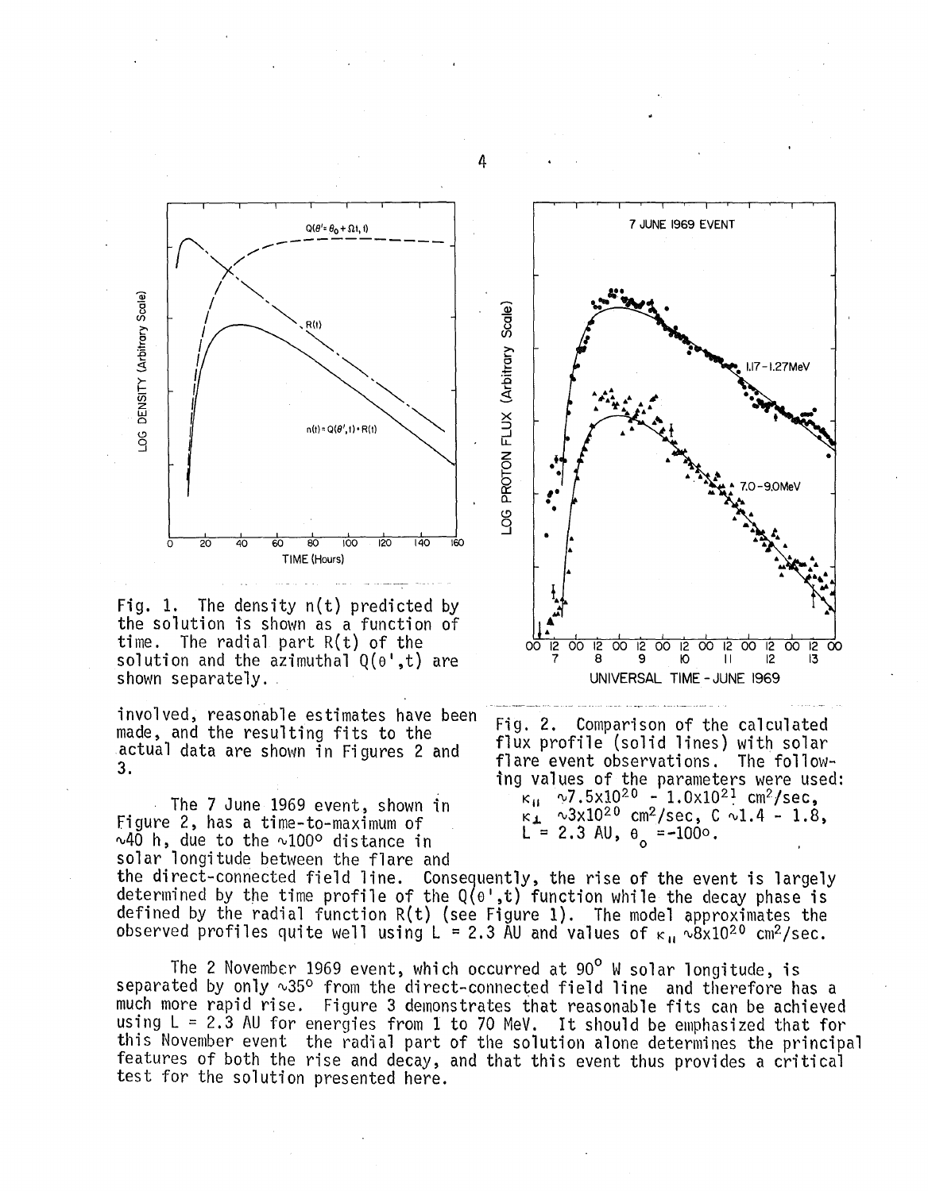Fig. 1. The density $n(t)$ predicted by the solution is shown as a function of time. The radial part $R(t)$ of the solution and the azimuthal $Q(\theta',t)$ are shown separately.

Fig. 2. Comparison of the calculated flux profile (solid lines) with solar flare event observations. The following values of the parameters were used: $\kappa_{\parallel}$ $\sim 7.5\times10^{20}$ - $1.0\times10^{21}$ $cm^2/sec$, $\kappa_{\perp}$ $\sim 3\times10^{20}$ $cm^2/sec$, C $\sim 1.4$ - $1.8$, $L = 2.3$ AU, $\theta_o = -100°$.

involved, reasonable estimates have been made, and the resulting fits to the actual data are shown in Figures 2 and 3.

The 7 June 1969 event, shown in Figure 2, has a time-to-maximum of $\sim$40 h, due to the $\sim$100° distance in solar longitude between the flare and the direct-connected field line. Consequently, the rise of the event is largely determined by the time profile of the $Q(\theta',t)$ function while the decay phase is defined by the radial function $R(t)$ (see Figure 1). The model approximates the observed profiles quite well using $L = 2.3$ AU and values of $\kappa_{\parallel}$ $\sim 8\times10^{20}$ $cm^2/sec$.

The 2 November 1969 event, which occurred at 90° W solar longitude, is separated by only $\sim$35° from the direct-connected field line and therefore has a much more rapid rise. Figure 3 demonstrates that reasonable fits can be achieved using $L = 2.3$ AU for energies from 1 to 70 MeV. It should be emphasized that for this November event the radial part of the solution alone determines the principal features of both the rise and decay, and that this event thus provides a critical test for the solution presented here.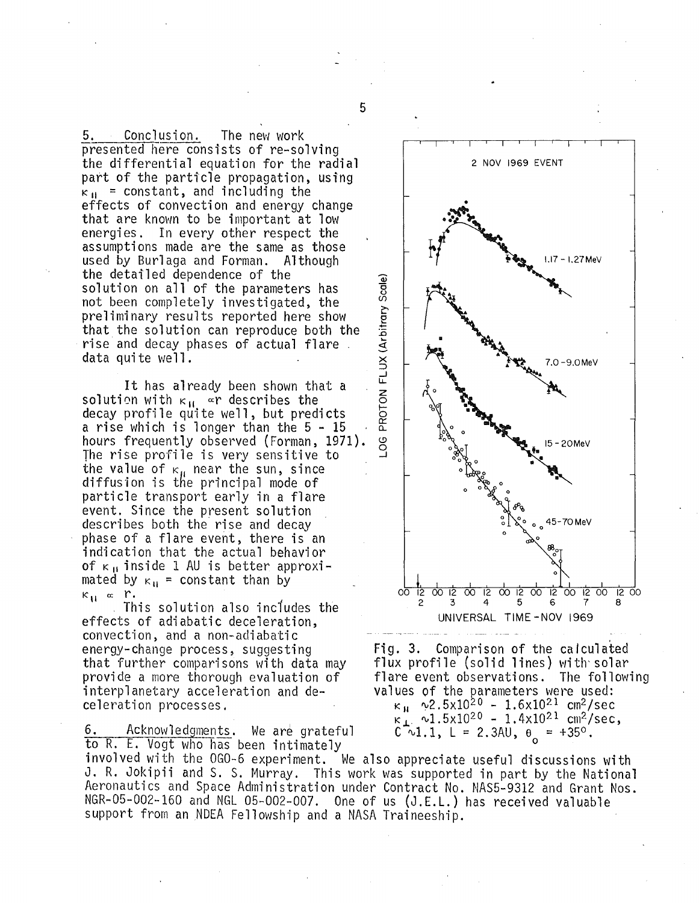5. Conclusion. The new work presented here consists of re-solving the differential equation for the radial part of the particle propagation, using $\kappa_{\parallel}$ = constant, and including the effects of convection and energy change that are known to be important at low energies. In every other respect the assumptions made are the same as those used by Burlaga and Forman. Although the detailed dependence of the solution on all of the parameters has not been completely investigated, the preliminary results reported here show that the solution can reproduce both the rise and decay phases of actual flare data quite well.

It has already been shown that a solution with $\kappa_{\parallel} \propto r$ describes the decay profile quite well, but predicts a rise which is longer than the 5 - 15 hours frequently observed (Forman, 1971). The rise profile is very sensitive to the value of $\kappa_{\parallel}$ near the sun, since diffusion is the principal mode of particle transport early in a flare event. Since the present solution describes both the rise and decay phase of a flare event, there is an indication that the actual behavior of $\kappa_{\parallel}$ inside 1 AU is better approximated by $\kappa_{\parallel}$ = constant than by $\kappa_{\parallel} \propto r$.

This solution also includes the effects of adiabatic deceleration, convection, and a non-adiabatic energy-change process, suggesting that further comparisons with data may provide a more thorough evaluation of interplanetary acceleration and deceleration processes.

Fig. 3. Comparison of the calculated flux profile (solid lines) with solar flare event observations. The following values of the parameters were used: $\kappa_{\parallel} \sim 2.5\times10^{20}$ - $1.6\times10^{21}$ cm$^2$/sec $\kappa_{\perp} \sim 1.5\times10^{20}$ - $1.4\times10^{21}$ cm$^2$/sec, $C \sim 1.1$, $L$ = 2.3AU, $\theta_0$ = +35°.

6. Acknowledgments. We are grateful to R. E. Vogt who has been intimately involved with the OGO-6 experiment. We also appreciate useful discussions with J. R. Jokipii and S. S. Murray. This work was supported in part by the National Aeronautics and Space Administration under Contract No. NAS5-9312 and Grant Nos. NGR-05-002-160 and NGL 05-002-007. One of us (J.E.L.) has received valuable support from an NDEA Fellowship and a NASA Traineeship.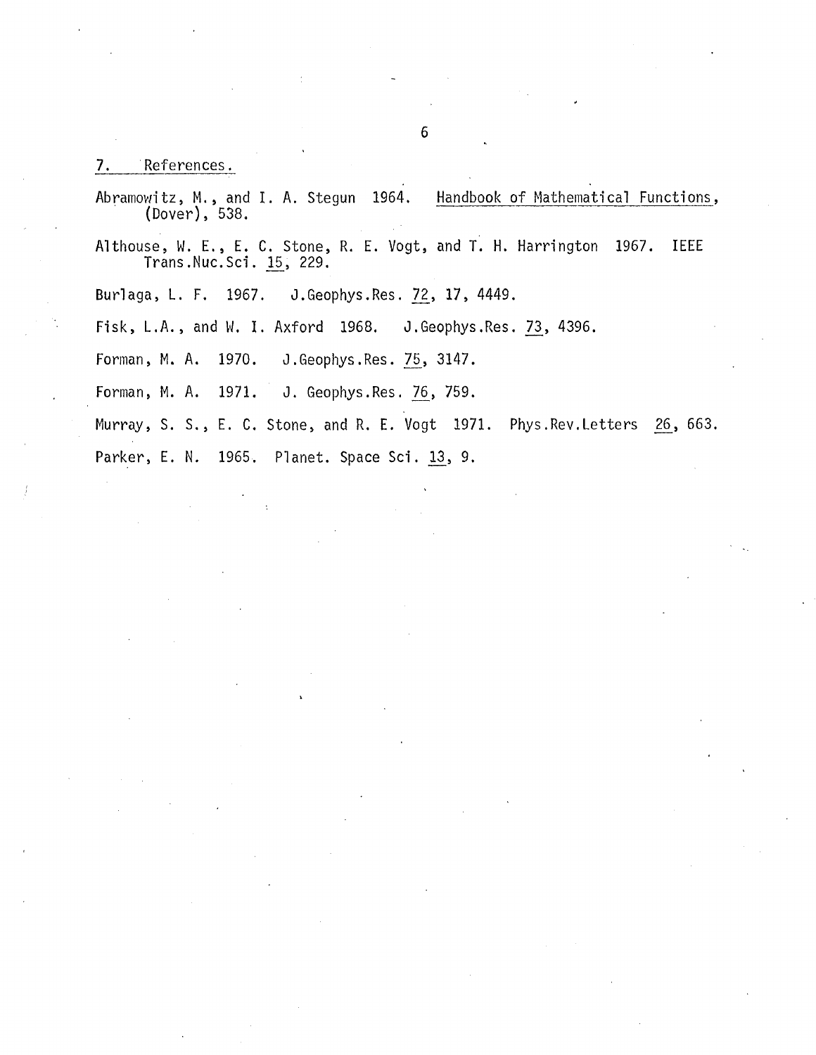## 7. References.

Abramowitz, M., and I. A. Stegun 1964. Handbook of Mathematical Functions, (Dover), 538.

Althouse, W. E., E. C. Stone, R. E. Vogt, and T. H. Harrington 1967. IEEE Trans.Nuc.Sci. 15, 229.

Burlaga, L. F. 1967. J.Geophys.Res. 72, 17, 4449.

Fisk, L.A., and W. I. Axford 1968. J.Geophys.Res. 73, 4396.

Forman, M. A. 1970. J.Geophys.Res. 75, 3147.

Forman, M. A. 1971. J. Geophys.Res. 76, 759.

Murray, S. S., E. C. Stone, and R. E. Vogt 1971. Phys.Rev.Letters 26, 663.

Parker, E. N. 1965. Planet. Space Sci. 13, 9.